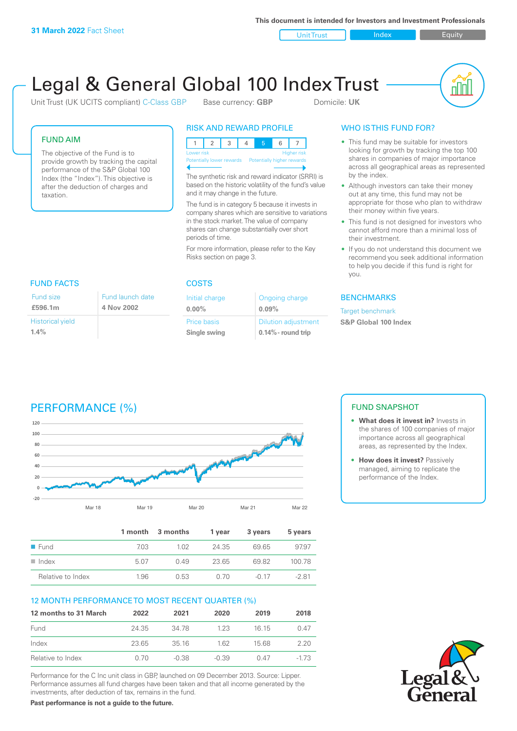**31 March 2022** Fact Sheet

This document is intended for Investors and Investment Professionals

Unit Trust | Index | Equity

# Legal & General Global 100 Index Trust

Unit Trust (UK UCITS compliant) C-Class GBP    Base currency: **GBP**    Domicile: **UK**

## FUND AIM

The objective of the Fund is to provide growth by tracking the capital performance of the S&P Global 100 Index (the "Index"). This objective is after the deduction of charges and taxation.

## RISK AND REWARD PROFILE

| 1 | 2 | 3 | 4 | 5 | 6 | 7 |
|---|---|---|---|---|---|---|

Lower risk — Higher risk
Potentially lower rewards — Potentially higher rewards

The synthetic risk and reward indicator (SRRI) is based on the historic volatility of the fund's value and it may change in the future.

The fund is in category 5 because it invests in company shares which are sensitive to variations in the stock market. The value of company shares can change substantially over short periods of time.

For more information, please refer to the Key Risks section on page 3.

## WHO IS THIS FUND FOR?

- This fund may be suitable for investors looking for growth by tracking the top 100 shares in companies of major importance across all geographical areas as represented by the index.
- Although investors can take their money out at any time, this fund may not be appropriate for those who plan to withdraw their money within five years.
- This fund is not designed for investors who cannot afford more than a minimal loss of their investment.
- If you do not understand this document we recommend you seek additional information to help you decide if this fund is right for you.

## FUND FACTS

| Fund size | Fund launch date |
|---|---|
| **£596.1m** | **4 Nov 2002** |
| Historical yield | |
| **1.4%** | |

## COSTS

| Initial charge | Ongoing charge |
|---|---|
| **0.00%** | **0.09%** |
| Price basis | Dilution adjustment |
| **Single swing** | **0.14% - round trip** |

## BENCHMARKS

Target benchmark

**S&P Global 100 Index**

## PERFORMANCE (%)

| | 1 month | 3 months | 1 year | 3 years | 5 years |
|---|---|---|---|---|---|
| Fund | 7.03 | 1.02 | 24.35 | 69.65 | 97.97 |
| Index | 5.07 | 0.49 | 23.65 | 69.82 | 100.78 |
| Relative to Index | 1.96 | 0.53 | 0.70 | -0.17 | -2.81 |

## 12 MONTH PERFORMANCE TO MOST RECENT QUARTER (%)

| 12 months to 31 March | 2022 | 2021 | 2020 | 2019 | 2018 |
|---|---|---|---|---|---|
| Fund | 24.35 | 34.78 | 1.23 | 16.15 | 0.47 |
| Index | 23.65 | 35.16 | 1.62 | 15.68 | 2.20 |
| Relative to Index | 0.70 | -0.38 | -0.39 | 0.47 | -1.73 |

Performance for the C Inc unit class in GBP, launched on 09 December 2013. Source: Lipper. Performance assumes all fund charges have been taken and that all income generated by the investments, after deduction of tax, remains in the fund.

**Past performance is not a guide to the future.**

## FUND SNAPSHOT

- **What does it invest in?** Invests in the shares of 100 companies of major importance across all geographical areas, as represented by the Index.
- **How does it invest?** Passively managed, aiming to replicate the performance of the Index.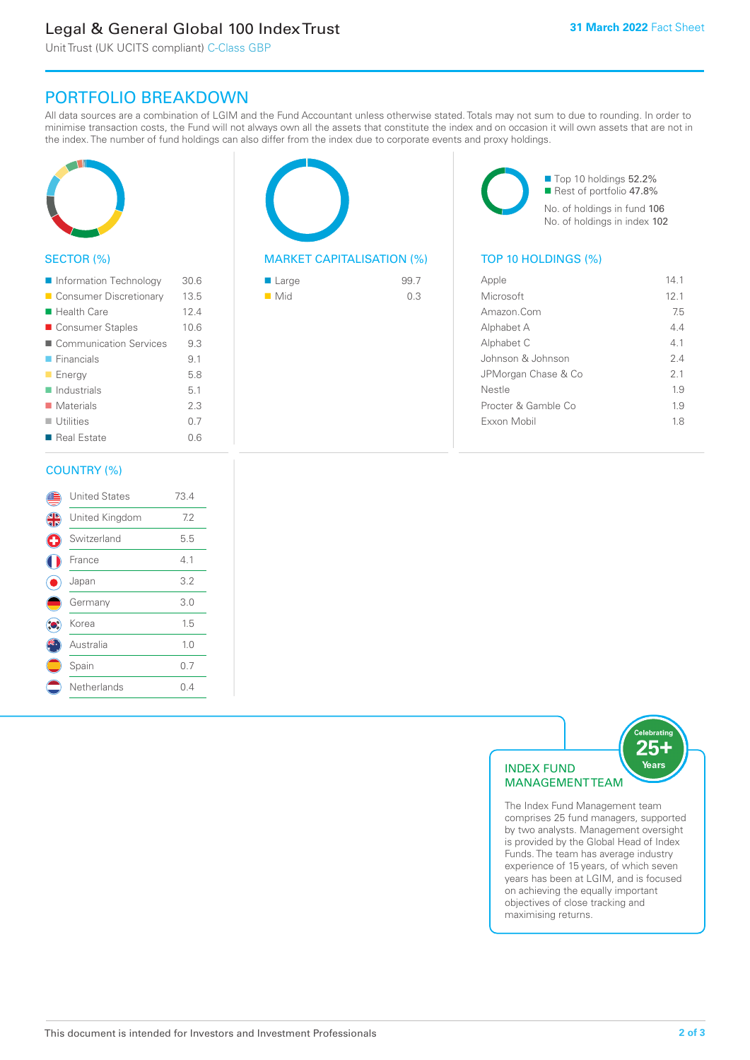# Legal & General Global 100 Index Trust

Unit Trust (UK UCITS compliant) C-Class GBP

31 March 2022 Fact Sheet

## PORTFOLIO BREAKDOWN

All data sources are a combination of LGIM and the Fund Accountant unless otherwise stated. Totals may not sum to due to rounding. In order to minimise transaction costs, the Fund will not always own all the assets that constitute the index and on occasion it will own assets that are not in the index. The number of fund holdings can also differ from the index due to corporate events and proxy holdings.

### SECTOR (%)

| Sector | % |
|---|---|
| Information Technology | 30.6 |
| Consumer Discretionary | 13.5 |
| Health Care | 12.4 |
| Consumer Staples | 10.6 |
| Communication Services | 9.3 |
| Financials | 9.1 |
| Energy | 5.8 |
| Industrials | 5.1 |
| Materials | 2.3 |
| Utilities | 0.7 |
| Real Estate | 0.6 |

### MARKET CAPITALISATION (%)

| Market Cap | % |
|---|---|
| Large | 99.7 |
| Mid | 0.3 |

Top 10 holdings 52.2%
Rest of portfolio 47.8%

No. of holdings in fund 106
No. of holdings in index 102

### TOP 10 HOLDINGS (%)

| Holding | % |
|---|---|
| Apple | 14.1 |
| Microsoft | 12.1 |
| Amazon.Com | 7.5 |
| Alphabet A | 4.4 |
| Alphabet C | 4.1 |
| Johnson & Johnson | 2.4 |
| JPMorgan Chase & Co | 2.1 |
| Nestle | 1.9 |
| Procter & Gamble Co | 1.9 |
| Exxon Mobil | 1.8 |

### COUNTRY (%)

| Country | % |
|---|---|
| United States | 73.4 |
| United Kingdom | 7.2 |
| Switzerland | 5.5 |
| France | 4.1 |
| Japan | 3.2 |
| Germany | 3.0 |
| Korea | 1.5 |
| Australia | 1.0 |
| Spain | 0.7 |
| Netherlands | 0.4 |

### INDEX FUND MANAGEMENT TEAM

Celebrating 25+ Years

The Index Fund Management team comprises 25 fund managers, supported by two analysts. Management oversight is provided by the Global Head of Index Funds. The team has average industry experience of 15 years, of which seven years has been at LGIM, and is focused on achieving the equally important objectives of close tracking and maximising returns.

This document is intended for Investors and Investment Professionals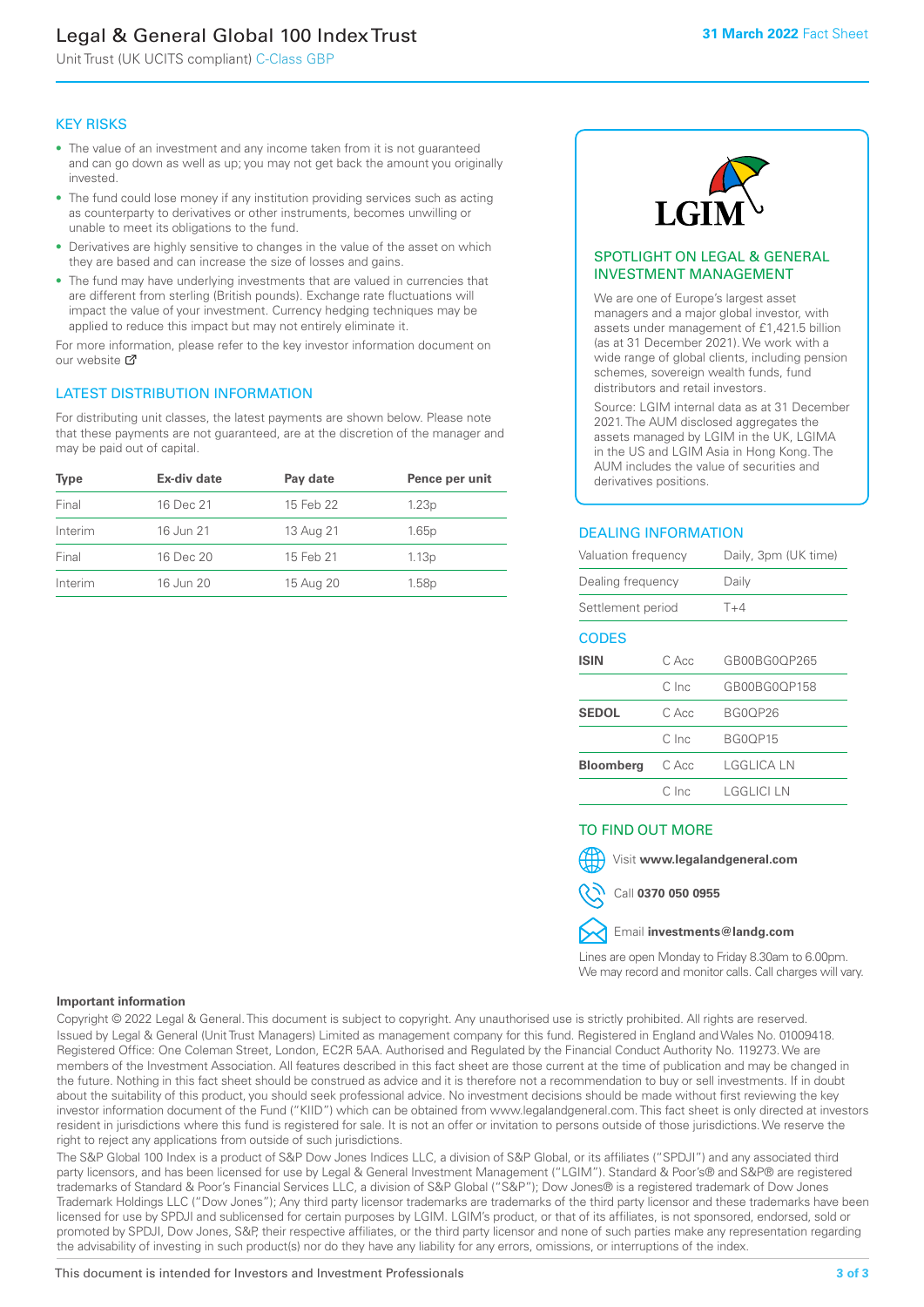# Legal & General Global 100 Index Trust

Unit Trust (UK UCITS compliant) C-Class GBP

31 March 2022 Fact Sheet

## KEY RISKS

- The value of an investment and any income taken from it is not guaranteed and can go down as well as up; you may not get back the amount you originally invested.
- The fund could lose money if any institution providing services such as acting as counterparty to derivatives or other instruments, becomes unwilling or unable to meet its obligations to the fund.
- Derivatives are highly sensitive to changes in the value of the asset on which they are based and can increase the size of losses and gains.
- The fund may have underlying investments that are valued in currencies that are different from sterling (British pounds). Exchange rate fluctuations will impact the value of your investment. Currency hedging techniques may be applied to reduce this impact but may not entirely eliminate it.

For more information, please refer to the key investor information document on our website

## LATEST DISTRIBUTION INFORMATION

For distributing unit classes, the latest payments are shown below. Please note that these payments are not guaranteed, are at the discretion of the manager and may be paid out of capital.

| Type | Ex-div date | Pay date | Pence per unit |
|---|---|---|---|
| Final | 16 Dec 21 | 15 Feb 22 | 1.23p |
| Interim | 16 Jun 21 | 13 Aug 21 | 1.65p |
| Final | 16 Dec 20 | 15 Feb 21 | 1.13p |
| Interim | 16 Jun 20 | 15 Aug 20 | 1.58p |

## SPOTLIGHT ON LEGAL & GENERAL INVESTMENT MANAGEMENT

We are one of Europe's largest asset managers and a major global investor, with assets under management of £1,421.5 billion (as at 31 December 2021). We work with a wide range of global clients, including pension schemes, sovereign wealth funds, fund distributors and retail investors.

Source: LGIM internal data as at 31 December 2021. The AUM disclosed aggregates the assets managed by LGIM in the UK, LGIMA in the US and LGIM Asia in Hong Kong. The AUM includes the value of securities and derivatives positions.

## DEALING INFORMATION

| | |
|---|---|
| Valuation frequency | Daily, 3pm (UK time) |
| Dealing frequency | Daily |
| Settlement period | T+4 |

## CODES

| | | |
|---|---|---|
| **ISIN** | C Acc | GB00BG0QP265 |
| | C Inc | GB00BG0QP158 |
| **SEDOL** | C Acc | BG0QP26 |
| | C Inc | BG0QP15 |
| **Bloomberg** | C Acc | LGGLICA LN |
| | C Inc | LGGLICI LN |

## TO FIND OUT MORE

Visit **www.legalandgeneral.com**

Call **0370 050 0955**

Email **investments@landg.com**

Lines are open Monday to Friday 8.30am to 6.00pm. We may record and monitor calls. Call charges will vary.

**Important information**

Copyright © 2022 Legal & General. This document is subject to copyright. Any unauthorised use is strictly prohibited. All rights are reserved. Issued by Legal & General (Unit Trust Managers) Limited as management company for this fund. Registered in England and Wales No. 01009418. Registered Office: One Coleman Street, London, EC2R 5AA. Authorised and Regulated by the Financial Conduct Authority No. 119273. We are members of the Investment Association. All features described in this fact sheet are those current at the time of publication and may be changed in the future. Nothing in this fact sheet should be construed as advice and it is therefore not a recommendation to buy or sell investments. If in doubt about the suitability of this product, you should seek professional advice. No investment decisions should be made without first reviewing the key investor information document of the Fund ("KIID") which can be obtained from www.legalandgeneral.com. This fact sheet is only directed at investors resident in jurisdictions where this fund is registered for sale. It is not an offer or invitation to persons outside of those jurisdictions. We reserve the right to reject any applications from outside of such jurisdictions.

The S&P Global 100 Index is a product of S&P Dow Jones Indices LLC, a division of S&P Global, or its affiliates ("SPDJI") and any associated third party licensors, and has been licensed for use by Legal & General Investment Management ("LGIM"). Standard & Poor's® and S&P® are registered trademarks of Standard & Poor's Financial Services LLC, a division of S&P Global ("S&P"); Dow Jones® is a registered trademark of Dow Jones Trademark Holdings LLC ("Dow Jones"); Any third party licensor trademarks are trademarks of the third party licensor and these trademarks have been licensed for use by SPDJI and sublicensed for certain purposes by LGIM. LGIM's product, or that of its affiliates, is not sponsored, endorsed, sold or promoted by SPDJI, Dow Jones, S&P, their respective affiliates, or the third party licensor and none of such parties make any representation regarding the advisability of investing in such product(s) nor do they have any liability for any errors, omissions, or interruptions of the index.

This document is intended for Investors and Investment Professionals